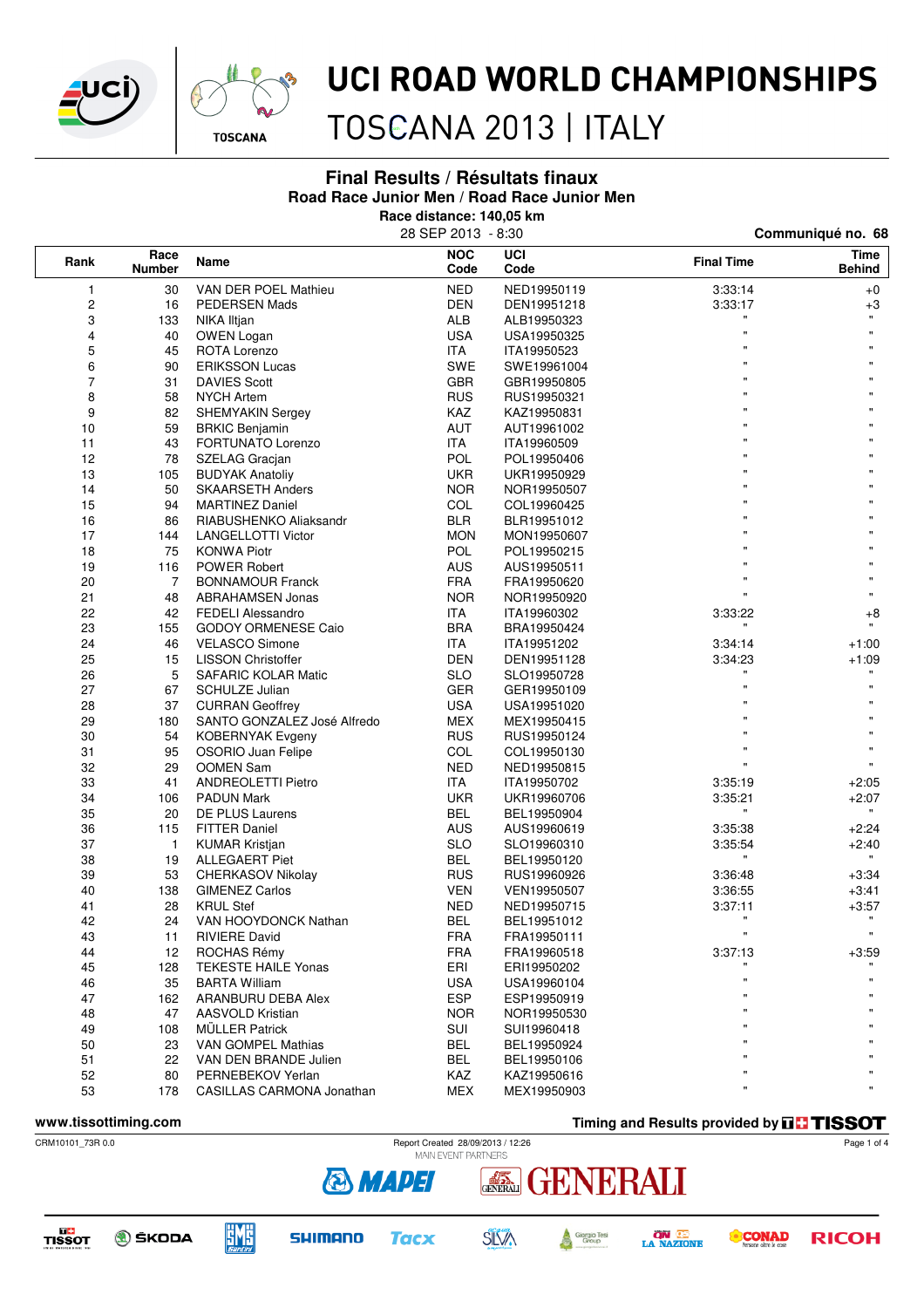# UCI ROAD WORLD CHAMPIONSHIPS

TOSCANA 2013 | ITALY

## Final Results / Résultats finaux

### Road Race Junior Men / Road Race Junior Men

**Race distance: 140,05 km**

28 SEP 2013 - 8:30

**Communiqué no. 68**

| Rank | Race Number | Name | NOC Code | UCI Code | Final Time | Time Behind |
|---|---|---|---|---|---|---|
| 1 | 30 | VAN DER POEL Mathieu | NED | NED19950119 | 3:33:14 | +0 |
| 2 | 16 | PEDERSEN Mads | DEN | DEN19951218 | 3:33:17 | +3 |
| 3 | 133 | NIKA Iltjan | ALB | ALB19950323 | " | " |
| 4 | 40 | OWEN Logan | USA | USA19950325 | " | " |
| 5 | 45 | ROTA Lorenzo | ITA | ITA19950523 | " | " |
| 6 | 90 | ERIKSSON Lucas | SWE | SWE19961004 | " | " |
| 7 | 31 | DAVIES Scott | GBR | GBR19950805 | " | " |
| 8 | 58 | NYCH Artem | RUS | RUS19950321 | " | " |
| 9 | 82 | SHEMYAKIN Sergey | KAZ | KAZ19950831 | " | " |
| 10 | 59 | BRKIC Benjamin | AUT | AUT19961002 | " | " |
| 11 | 43 | FORTUNATO Lorenzo | ITA | ITA19960509 | " | " |
| 12 | 78 | SZELAG Gracjan | POL | POL19950406 | " | " |
| 13 | 105 | BUDYAK Anatoliy | UKR | UKR19950929 | " | " |
| 14 | 50 | SKAARSETH Anders | NOR | NOR19950507 | " | " |
| 15 | 94 | MARTINEZ Daniel | COL | COL19960425 | " | " |
| 16 | 86 | RIABUSHENKO Aliaksandr | BLR | BLR19951012 | " | " |
| 17 | 144 | LANGELLOTTI Victor | MON | MON19950607 | " | " |
| 18 | 75 | KONWA Piotr | POL | POL19950215 | " | " |
| 19 | 116 | POWER Robert | AUS | AUS19950511 | " | " |
| 20 | 7 | BONNAMOUR Franck | FRA | FRA19950620 | " | " |
| 21 | 48 | ABRAHAMSEN Jonas | NOR | NOR19950920 | " | " |
| 22 | 42 | FEDELI Alessandro | ITA | ITA19960302 | 3:33:22 | +8 |
| 23 | 155 | GODOY ORMENESE Caio | BRA | BRA19950424 | " | " |
| 24 | 46 | VELASCO Simone | ITA | ITA19951202 | 3:34:14 | +1:00 |
| 25 | 15 | LISSON Christoffer | DEN | DEN19951128 | 3:34:23 | +1:09 |
| 26 | 5 | SAFARIC KOLAR Matic | SLO | SLO19950728 | " | " |
| 27 | 67 | SCHULZE Julian | GER | GER19950109 | " | " |
| 28 | 37 | CURRAN Geoffrey | USA | USA19951020 | " | " |
| 29 | 180 | SANTO GONZALEZ José Alfredo | MEX | MEX19950415 | " | " |
| 30 | 54 | KOBERNYAK Evgeny | RUS | RUS19950124 | " | " |
| 31 | 95 | OSORIO Juan Felipe | COL | COL19950130 | " | " |
| 32 | 29 | OOMEN Sam | NED | NED19950815 | " | " |
| 33 | 41 | ANDREOLETTI Pietro | ITA | ITA19950702 | 3:35:19 | +2:05 |
| 34 | 106 | PADUN Mark | UKR | UKR19960706 | 3:35:21 | +2:07 |
| 35 | 20 | DE PLUS Laurens | BEL | BEL19950904 | " | " |
| 36 | 115 | FITTER Daniel | AUS | AUS19960619 | 3:35:38 | +2:24 |
| 37 | 1 | KUMAR Kristjan | SLO | SLO19960310 | 3:35:54 | +2:40 |
| 38 | 19 | ALLEGAERT Piet | BEL | BEL19950120 | " | " |
| 39 | 53 | CHERKASOV Nikolay | RUS | RUS19960926 | 3:36:48 | +3:34 |
| 40 | 138 | GIMENEZ Carlos | VEN | VEN19950507 | 3:36:55 | +3:41 |
| 41 | 28 | KRUL Stef | NED | NED19950715 | 3:37:11 | +3:57 |
| 42 | 24 | VAN HOOYDONCK Nathan | BEL | BEL19951012 | " | " |
| 43 | 11 | RIVIERE David | FRA | FRA19950111 | " | " |
| 44 | 12 | ROCHAS Rémy | FRA | FRA19960518 | 3:37:13 | +3:59 |
| 45 | 128 | TEKESTE HAILE Yonas | ERI | ERI19950202 | " | " |
| 46 | 35 | BARTA William | USA | USA19960104 | " | " |
| 47 | 162 | ARANBURU DEBA Alex | ESP | ESP19950919 | " | " |
| 48 | 47 | AASVOLD Kristian | NOR | NOR19950530 | " | " |
| 49 | 108 | MÜLLER Patrick | SUI | SUI19960418 | " | " |
| 50 | 23 | VAN GOMPEL Mathias | BEL | BEL19950924 | " | " |
| 51 | 22 | VAN DEN BRANDE Julien | BEL | BEL19950106 | " | " |
| 52 | 80 | PERNEBEKOV Yerlan | KAZ | KAZ19950616 | " | " |
| 53 | 178 | CASILLAS CARMONA Jonathan | MEX | MEX19950903 | " | " |

www.tissottiming.com

Timing and Results provided by TISSOT

CRM10101_73R 0.0

Report Created 28/09/2013 / 12:26

MAIN EVENT PARTNERS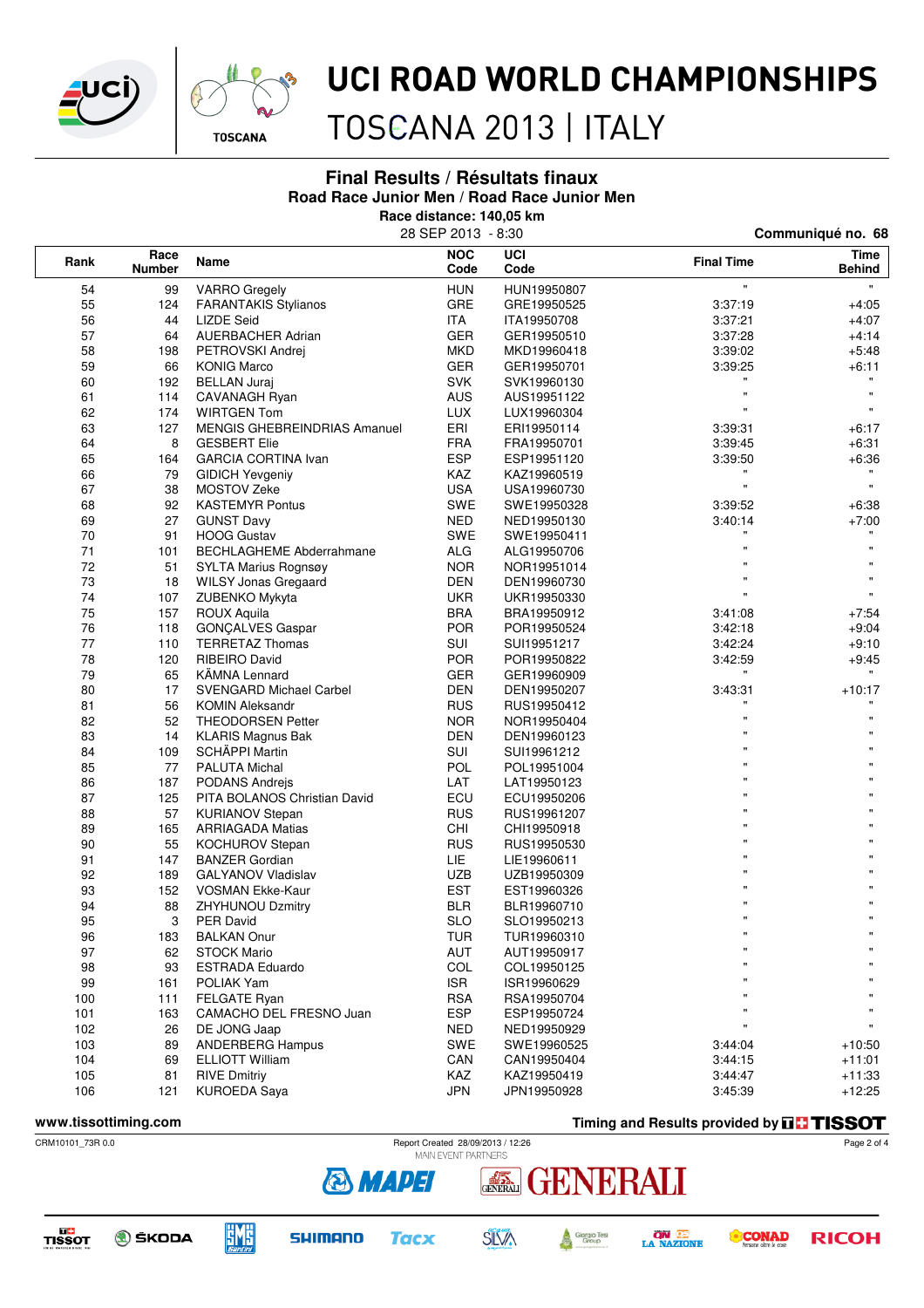# UCI ROAD WORLD CHAMPIONSHIPS

## TOSCANA 2013 | ITALY

### Final Results / Résultats finaux

**Road Race Junior Men / Road Race Junior Men**

**Race distance: 140,05 km**

28 SEP 2013 - 8:30

**Communiqué no. 68**

| Rank | Race Number | Name | NOC Code | UCI Code | Final Time | Time Behind |
|---|---|---|---|---|---|---|
| 54 | 99 | VARRO Gregely | HUN | HUN19950807 | " | " |
| 55 | 124 | FARANTAKIS Stylianos | GRE | GRE19950525 | 3:37:19 | +4:05 |
| 56 | 44 | LIZDE Seid | ITA | ITA19950708 | 3:37:21 | +4:07 |
| 57 | 64 | AUERBACHER Adrian | GER | GER19950510 | 3:37:28 | +4:14 |
| 58 | 198 | PETROVSKI Andrej | MKD | MKD19960418 | 3:39:02 | +5:48 |
| 59 | 66 | KONIG Marco | GER | GER19950701 | 3:39:25 | +6:11 |
| 60 | 192 | BELLAN Juraj | SVK | SVK19960130 | " | " |
| 61 | 114 | CAVANAGH Ryan | AUS | AUS19951122 | " | " |
| 62 | 174 | WIRTGEN Tom | LUX | LUX19960304 | " | " |
| 63 | 127 | MENGIS GHEBREINDRIAS Amanuel | ERI | ERI19950114 | 3:39:31 | +6:17 |
| 64 | 8 | GESBERT Elie | FRA | FRA19950701 | 3:39:45 | +6:31 |
| 65 | 164 | GARCIA CORTINA Ivan | ESP | ESP19951120 | 3:39:50 | +6:36 |
| 66 | 79 | GIDICH Yevgeniy | KAZ | KAZ19960519 | " | " |
| 67 | 38 | MOSTOV Zeke | USA | USA19960730 | " | " |
| 68 | 92 | KASTEMYR Pontus | SWE | SWE19950328 | 3:39:52 | +6:38 |
| 69 | 27 | GUNST Davy | NED | NED19950130 | 3:40:14 | +7:00 |
| 70 | 91 | HOOG Gustav | SWE | SWE19950411 | " | " |
| 71 | 101 | BECHLAGHEME Abderrahmane | ALG | ALG19950706 | " | " |
| 72 | 51 | SYLTA Marius Rognsøy | NOR | NOR19951014 | " | " |
| 73 | 18 | WILSY Jonas Gregaard | DEN | DEN19960730 | " | " |
| 74 | 107 | ZUBENKO Mykyta | UKR | UKR19950330 | " | " |
| 75 | 157 | ROUX Aquila | BRA | BRA19950912 | 3:41:08 | +7:54 |
| 76 | 118 | GONÇALVES Gaspar | POR | POR19950524 | 3:42:18 | +9:04 |
| 77 | 110 | TERRETAZ Thomas | SUI | SUI19951217 | 3:42:24 | +9:10 |
| 78 | 120 | RIBEIRO David | POR | POR19950822 | 3:42:59 | +9:45 |
| 79 | 65 | KÄMNA Lennard | GER | GER19960909 | " | " |
| 80 | 17 | SVENGARD Michael Carbel | DEN | DEN19950207 | 3:43:31 | +10:17 |
| 81 | 56 | KOMIN Aleksandr | RUS | RUS19950412 | " | " |
| 82 | 52 | THEODORSEN Petter | NOR | NOR19950404 | " | " |
| 83 | 14 | KLARIS Magnus Bak | DEN | DEN19960123 | " | " |
| 84 | 109 | SCHÄPPI Martin | SUI | SUI19961212 | " | " |
| 85 | 77 | PALUTA Michal | POL | POL19951004 | " | " |
| 86 | 187 | PODANS Andrejs | LAT | LAT19950123 | " | " |
| 87 | 125 | PITA BOLANOS Christian David | ECU | ECU19950206 | " | " |
| 88 | 57 | KURIANOV Stepan | RUS | RUS19961207 | " | " |
| 89 | 165 | ARRIAGADA Matias | CHI | CHI19950918 | " | " |
| 90 | 55 | KOCHUROV Stepan | RUS | RUS19950530 | " | " |
| 91 | 147 | BANZER Gordian | LIE | LIE19960611 | " | " |
| 92 | 189 | GALYANOV Vladislav | UZB | UZB19950309 | " | " |
| 93 | 152 | VOSMAN Ekke-Kaur | EST | EST19960326 | " | " |
| 94 | 88 | ZHYHUNOU Dzmitry | BLR | BLR19960710 | " | " |
| 95 | 3 | PER David | SLO | SLO19950213 | " | " |
| 96 | 183 | BALKAN Onur | TUR | TUR19960310 | " | " |
| 97 | 62 | STOCK Mario | AUT | AUT19950917 | " | " |
| 98 | 93 | ESTRADA Eduardo | COL | COL19950125 | " | " |
| 99 | 161 | POLIAK Yam | ISR | ISR19960629 | " | " |
| 100 | 111 | FELGATE Ryan | RSA | RSA19950704 | " | " |
| 101 | 163 | CAMACHO DEL FRESNO Juan | ESP | ESP19950724 | " | " |
| 102 | 26 | DE JONG Jaap | NED | NED19950929 | " | " |
| 103 | 89 | ANDERBERG Hampus | SWE | SWE19960525 | 3:44:04 | +10:50 |
| 104 | 69 | ELLIOTT William | CAN | CAN19950404 | 3:44:15 | +11:01 |
| 105 | 81 | RIVE Dmitriy | KAZ | KAZ19950419 | 3:44:47 | +11:33 |
| 106 | 121 | KUROEDA Saya | JPN | JPN19950928 | 3:45:39 | +12:25 |

www.tissottiming.com

Timing and Results provided by TISSOT

CRM10101_73R 0.0 Report Created 28/09/2013 / 12:26

MAIN EVENT PARTNERS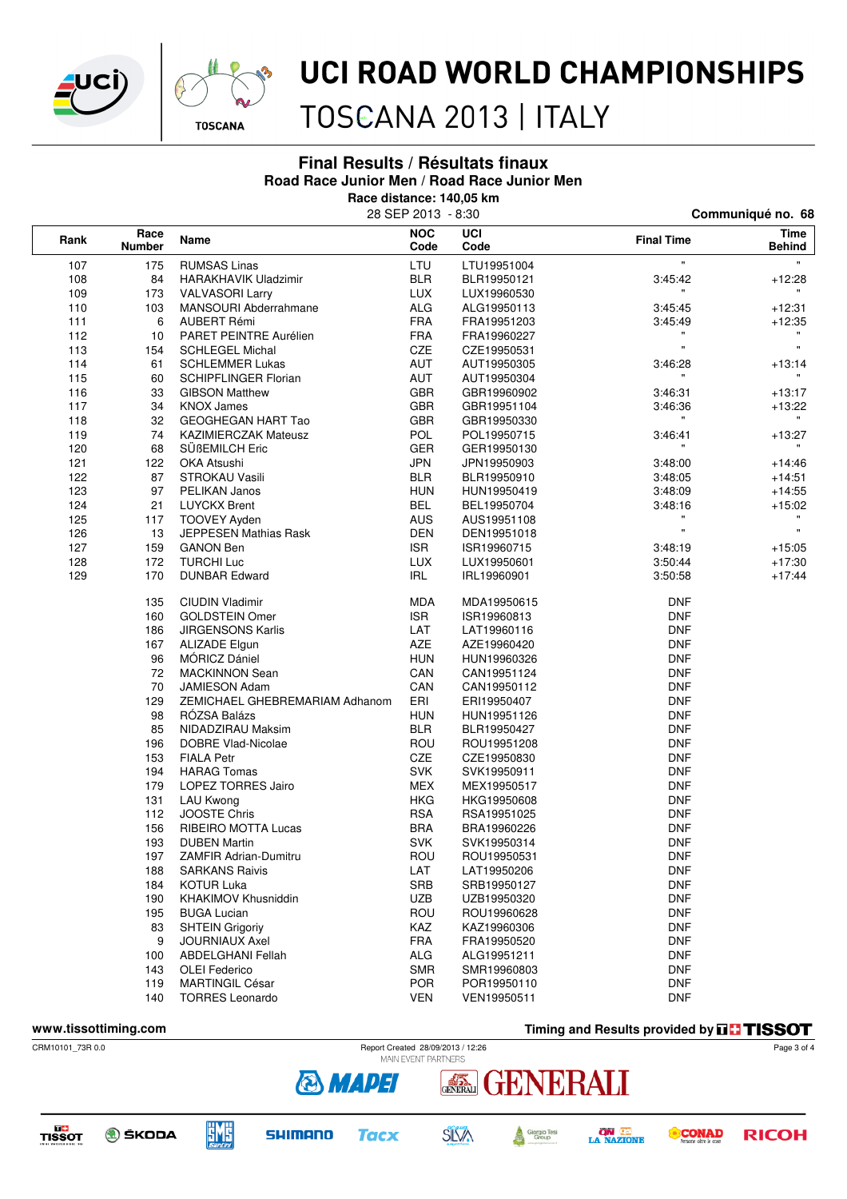# UCI ROAD WORLD CHAMPIONSHIPS

TOSCANA 2013 | ITALY

## Final Results / Résultats finaux

### Road Race Junior Men / Road Race Junior Men

**Race distance: 140,05 km**

28 SEP 2013 - 8:30

**Communiqué no. 68**

| Rank | Race Number | Name | NOC Code | UCI Code | Final Time | Time Behind |
|---|---|---|---|---|---|---|
| 107 | 175 | RUMSAS Linas | LTU | LTU19951004 | " | " |
| 108 | 84 | HARAKHAVIK Uladzimir | BLR | BLR19950121 | 3:45:42 | +12:28 |
| 109 | 173 | VALVASORI Larry | LUX | LUX19960530 | " | " |
| 110 | 103 | MANSOURI Abderrahmane | ALG | ALG19950113 | 3:45:45 | +12:31 |
| 111 | 6 | AUBERT Rémi | FRA | FRA19951203 | 3:45:49 | +12:35 |
| 112 | 10 | PARET PEINTRE Aurélien | FRA | FRA19960227 | " | " |
| 113 | 154 | SCHLEGEL Michal | CZE | CZE19950531 | " | " |
| 114 | 61 | SCHLEMMER Lukas | AUT | AUT19950305 | 3:46:28 | +13:14 |
| 115 | 60 | SCHIPFLINGER Florian | AUT | AUT19950304 | " | " |
| 116 | 33 | GIBSON Matthew | GBR | GBR19960902 | 3:46:31 | +13:17 |
| 117 | 34 | KNOX James | GBR | GBR19951104 | 3:46:36 | +13:22 |
| 118 | 32 | GEOGHEGAN HART Tao | GBR | GBR19950330 | " | " |
| 119 | 74 | KAZIMIERCZAK Mateusz | POL | POL19950715 | 3:46:41 | +13:27 |
| 120 | 68 | SÜßEMILCH Eric | GER | GER19950130 | " | " |
| 121 | 122 | OKA Atsushi | JPN | JPN19950903 | 3:48:00 | +14:46 |
| 122 | 87 | STROKAU Vasili | BLR | BLR19950910 | 3:48:05 | +14:51 |
| 123 | 97 | PELIKAN Janos | HUN | HUN19950419 | 3:48:09 | +14:55 |
| 124 | 21 | LUYCKX Brent | BEL | BEL19950704 | 3:48:16 | +15:02 |
| 125 | 117 | TOOVEY Ayden | AUS | AUS19951108 | " | " |
| 126 | 13 | JEPPESEN Mathias Rask | DEN | DEN19951018 | " | " |
| 127 | 159 | GANON Ben | ISR | ISR19960715 | 3:48:19 | +15:05 |
| 128 | 172 | TURCHI Luc | LUX | LUX19950601 | 3:50:44 | +17:30 |
| 129 | 170 | DUNBAR Edward | IRL | IRL19960901 | 3:50:58 | +17:44 |
| | 135 | CIUDIN Vladimir | MDA | MDA19950615 | DNF | |
| | 160 | GOLDSTEIN Omer | ISR | ISR19960813 | DNF | |
| | 186 | JIRGENSONS Karlis | LAT | LAT19960116 | DNF | |
| | 167 | ALIZADE Elgun | AZE | AZE19960420 | DNF | |
| | 96 | MÓRICZ Dániel | HUN | HUN19960326 | DNF | |
| | 72 | MACKINNON Sean | CAN | CAN19951124 | DNF | |
| | 70 | JAMIESON Adam | CAN | CAN19950112 | DNF | |
| | 129 | ZEMICHAEL GHEBREMARIAM Adhanom | ERI | ERI19950407 | DNF | |
| | 98 | RÓZSA Balázs | HUN | HUN19951126 | DNF | |
| | 85 | NIDADZIRAU Maksim | BLR | BLR19950427 | DNF | |
| | 196 | DOBRE Vlad-Nicolae | ROU | ROU19951208 | DNF | |
| | 153 | FIALA Petr | CZE | CZE19950830 | DNF | |
| | 194 | HARAG Tomas | SVK | SVK19950911 | DNF | |
| | 179 | LOPEZ TORRES Jairo | MEX | MEX19950517 | DNF | |
| | 131 | LAU Kwong | HKG | HKG19950608 | DNF | |
| | 112 | JOOSTE Chris | RSA | RSA19951025 | DNF | |
| | 156 | RIBEIRO MOTTA Lucas | BRA | BRA19960226 | DNF | |
| | 193 | DUBEN Martin | SVK | SVK19950314 | DNF | |
| | 197 | ZAMFIR Adrian-Dumitru | ROU | ROU19950531 | DNF | |
| | 188 | SARKANS Raivis | LAT | LAT19950206 | DNF | |
| | 184 | KOTUR Luka | SRB | SRB19950127 | DNF | |
| | 190 | KHAKIMOV Khusniddin | UZB | UZB19950320 | DNF | |
| | 195 | BUGA Lucian | ROU | ROU19960628 | DNF | |
| | 83 | SHTEIN Grigoriy | KAZ | KAZ19960306 | DNF | |
| | 9 | JOURNIAUX Axel | FRA | FRA19950520 | DNF | |
| | 100 | ABDELGHANI Fellah | ALG | ALG19951211 | DNF | |
| | 143 | OLEI Federico | SMR | SMR19960803 | DNF | |
| | 119 | MARTINGIL César | POR | POR19950110 | DNF | |
| | 140 | TORRES Leonardo | VEN | VEN19950511 | DNF | |

www.tissottiming.com

Timing and Results provided by TISSOT

CRM10101_73R 0.0

Report Created 28/09/2013 / 12:26

MAIN EVENT PARTNERS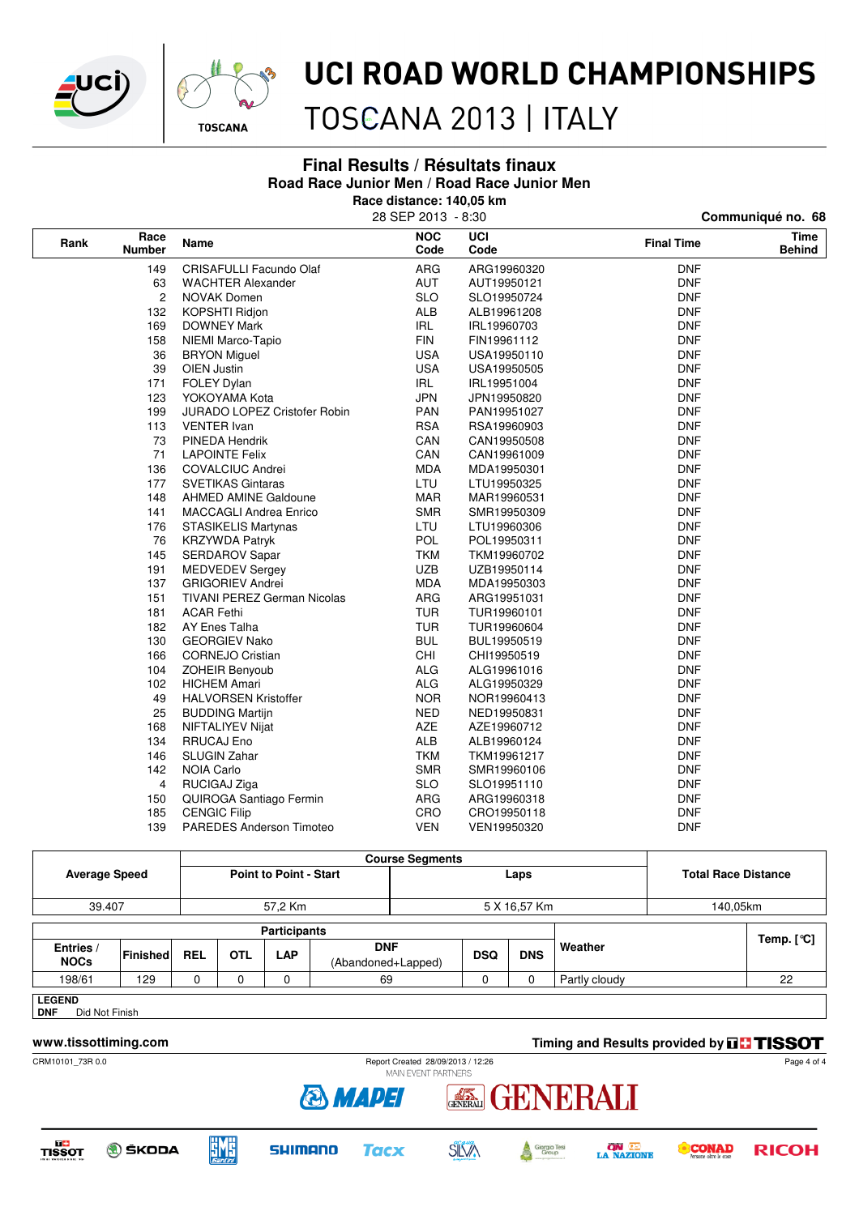# UCI ROAD WORLD CHAMPIONSHIPS

TOSCANA 2013 | ITALY

## Final Results / Résultats finaux

### Road Race Junior Men / Road Race Junior Men

**Race distance: 140,05 km**

28 SEP 2013 - 8:30

**Communiqué no. 68**

| Rank | Race Number | Name | NOC Code | UCI Code | Final Time | Time Behind |
|---|---|---|---|---|---|---|
| | 149 | CRISAFULLI Facundo Olaf | ARG | ARG19960320 | DNF | |
| | 63 | WACHTER Alexander | AUT | AUT19950121 | DNF | |
| | 2 | NOVAK Domen | SLO | SLO19950724 | DNF | |
| | 132 | KOPSHTI Ridjon | ALB | ALB19961208 | DNF | |
| | 169 | DOWNEY Mark | IRL | IRL19960703 | DNF | |
| | 158 | NIEMI Marco-Tapio | FIN | FIN19961112 | DNF | |
| | 36 | BRYON Miguel | USA | USA19950110 | DNF | |
| | 39 | OIEN Justin | USA | USA19950505 | DNF | |
| | 171 | FOLEY Dylan | IRL | IRL19951004 | DNF | |
| | 123 | YOKOYAMA Kota | JPN | JPN19950820 | DNF | |
| | 199 | JURADO LOPEZ Cristofer Robin | PAN | PAN19951027 | DNF | |
| | 113 | VENTER Ivan | RSA | RSA19960903 | DNF | |
| | 73 | PINEDA Hendrik | CAN | CAN19950508 | DNF | |
| | 71 | LAPOINTE Felix | CAN | CAN19961009 | DNF | |
| | 136 | COVALCIUC Andrei | MDA | MDA19950301 | DNF | |
| | 177 | SVETIKAS Gintaras | LTU | LTU19950325 | DNF | |
| | 148 | AHMED AMINE Galdoune | MAR | MAR19960531 | DNF | |
| | 141 | MACCAGLI Andrea Enrico | SMR | SMR19950309 | DNF | |
| | 176 | STASIKELIS Martynas | LTU | LTU19960306 | DNF | |
| | 76 | KRZYWDA Patryk | POL | POL19950311 | DNF | |
| | 145 | SERDAROV Sapar | TKM | TKM19960702 | DNF | |
| | 191 | MEDVEDEV Sergey | UZB | UZB19950114 | DNF | |
| | 137 | GRIGORIEV Andrei | MDA | MDA19950303 | DNF | |
| | 151 | TIVANI PEREZ German Nicolas | ARG | ARG19951031 | DNF | |
| | 181 | ACAR Fethi | TUR | TUR19960101 | DNF | |
| | 182 | AY Enes Talha | TUR | TUR19960604 | DNF | |
| | 130 | GEORGIEV Nako | BUL | BUL19950519 | DNF | |
| | 166 | CORNEJO Cristian | CHI | CHI19950519 | DNF | |
| | 104 | ZOHEIR Benyoub | ALG | ALG19961016 | DNF | |
| | 102 | HICHEM Amari | ALG | ALG19950329 | DNF | |
| | 49 | HALVORSEN Kristoffer | NOR | NOR19960413 | DNF | |
| | 25 | BUDDING Martijn | NED | NED19950831 | DNF | |
| | 168 | NIFTALIYEV Nijat | AZE | AZE19960712 | DNF | |
| | 134 | RRUCAJ Eno | ALB | ALB19960124 | DNF | |
| | 146 | SLUGIN Zahar | TKM | TKM19961217 | DNF | |
| | 142 | NOIA Carlo | SMR | SMR19960106 | DNF | |
| | 4 | RUCIGAJ Ziga | SLO | SLO19951110 | DNF | |
| | 150 | QUIROGA Santiago Fermin | ARG | ARG19960318 | DNF | |
| | 185 | CENCIC Filip | CRO | CRO19950118 | DNF | |
| | 139 | PAREDES Anderson Timoteo | VEN | VEN19950320 | DNF | |

| Average Speed | Course Segments: Point to Point - Start | Course Segments: Laps | Total Race Distance |
|---|---|---|---|
| 39.407 | 57,2 Km | 5 X 16,57 Km | 140,05km |

| Participants: Entries / NOCs | Finished | REL | OTL | LAP | DNF (Abandoned+Lapped) | DSQ | DNS | Weather | Temp. [°C] |
|---|---|---|---|---|---|---|---|---|---|
| 198/61 | 129 | 0 | 0 | 0 | 69 | 0 | 0 | Partly cloudy | 22 |

**LEGEND**
**DNF** Did Not Finish

**www.tissottiming.com**

**Timing and Results provided by TISSOT**

CRM10101_73R 0.0

Report Created 28/09/2013 / 12:26

MAIN EVENT PARTNERS